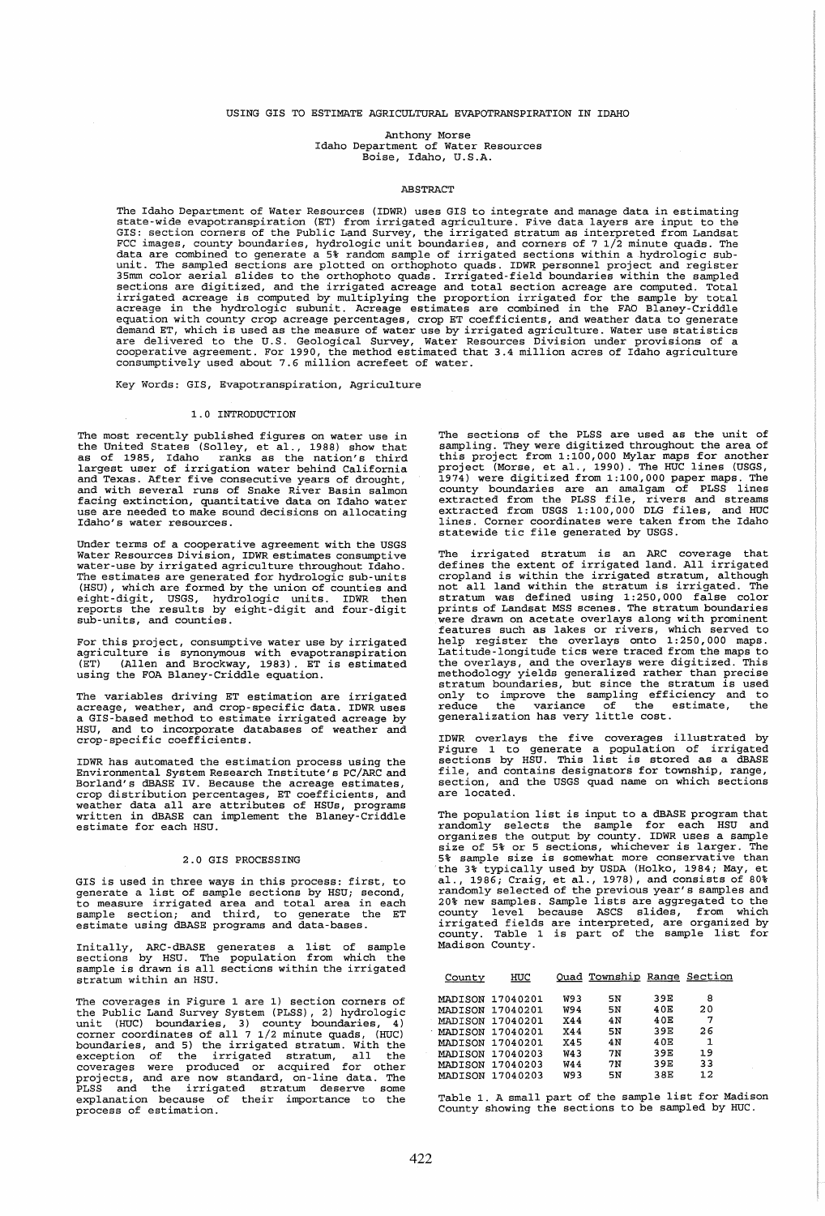# USING GIS TO ESTIMATE AGRICULTURAL EVAPOTRANSPIRATION IN IDAHO

Anthony Morse
Idaho Department of Water Resources
Boise, Idaho, U.S.A.

## ABSTRACT

The Idaho Department of Water Resources (IDWR) uses GIS to integrate and manage data in estimating state-wide evapotranspiration (ET) from irrigated agriculture. Five data layers are input to the GIS: section corners of the Public Land Survey, the irrigated stratum as interpreted from Landsat FCC images, county boundaries, hydrologic unit boundaries, and corners of 7 1/2 minute quads. The data are combined to generate a 5% random sample of irrigated sections within a hydrologic sub-unit. The sampled sections are plotted on orthophoto quads. IDWR personnel project and register 35mm color aerial slides to the orthophoto quads. Irrigated-field boundaries within the sampled sections are digitized, and the irrigated acreage and total section acreage are computed. Total irrigated acreage is computed by multiplying the proportion irrigated for the sample by total acreage in the hydrologic subunit. Acreage estimates are combined in the FAO Blaney-Criddle equation with county crop acreage percentages, crop ET coefficients, and weather data to generate demand ET, which is used as the measure of water use by irrigated agriculture. Water use statistics are delivered to the U.S. Geological Survey, Water Resources Division under provisions of a cooperative agreement. For 1990, the method estimated that 3.4 million acres of Idaho agriculture consumptively used about 7.6 million acrefeet of water.

Key Words: GIS, Evapotranspiration, Agriculture

## 1.0 INTRODUCTION

The most recently published figures on water use in the United States (Solley, et al., 1988) show that as of 1985, Idaho ranks as the nation's third largest user of irrigation water behind California and Texas. After five consecutive years of drought, and with several runs of Snake River Basin salmon facing extinction, quantitative data on Idaho water use are needed to make sound decisions on allocating Idaho's water resources.

Under terms of a cooperative agreement with the USGS Water Resources Division, IDWR estimates consumptive water-use by irrigated agriculture throughout Idaho. The estimates are generated for hydrologic sub-units (HSU), which are formed by the union of counties and eight-digit, USGS, hydrologic units. IDWR then reports the results by eight-digit and four-digit sub-units, and counties.

For this project, consumptive water use by irrigated agriculture is synonymous with evapotranspiration (ET) (Allen and Brockway, 1983). ET is estimated using the FOA Blaney-Criddle equation.

The variables driving ET estimation are irrigated acreage, weather, and crop-specific data. IDWR uses a GIS-based method to estimate irrigated acreage by HSU, and to incorporate databases of weather and crop-specific coefficients.

IDWR has automated the estimation process using the Environmental System Research Institute's PC/ARC and Borland's dBASE IV. Because the acreage estimates, crop distribution percentages, ET coefficients, and weather data all are attributes of HSUs, programs written in dBASE can implement the Blaney-Criddle estimate for each HSU.

## 2.0 GIS PROCESSING

GIS is used in three ways in this process: first, to generate a list of sample sections by HSU; second, to measure irrigated area and total area in each sample section; and third, to generate the ET estimate using dBASE programs and data-bases.

Initally, ARC-dBASE generates a list of sample sections by HSU. The population from which the sample is drawn is all sections within the irrigated stratum within an HSU.

The coverages in Figure 1 are 1) section corners of the Public Land Survey System (PLSS), 2) hydrologic unit (HUC) boundaries, 3) county boundaries, 4) corner coordinates of all 7 1/2 minute quads, (HUC) boundaries, and 5) the irrigated stratum. With the exception of the irrigated stratum, all the coverages were produced or acquired for other projects, and are now standard, on-line data. The PLSS and the irrigated stratum deserve some explanation because of their importance to the process of estimation.

The sections of the PLSS are used as the unit of sampling. They were digitized throughout the area of this project from 1:100,000 Mylar maps for another project (Morse, et al., 1990). The HUC lines (USGS, 1974) were digitized from 1:100,000 paper maps. The county boundaries are an amalgam of PLSS lines extracted from the PLSS file, rivers and streams extracted from USGS 1:100,000 DLG files, and HUC lines. Corner coordinates were taken from the Idaho statewide tic file generated by USGS.

The irrigated stratum is an ARC coverage that defines the extent of irrigated land. All irrigated cropland is within the irrigated stratum, although not all land within the stratum is irrigated. The stratum was defined using 1:250,000 false color prints of Landsat MSS scenes. The stratum boundaries were drawn on acetate overlays along with prominent features such as lakes or rivers, which served to help register the overlays onto 1:250,000 maps. Latitude-longitude tics were traced from the maps to the overlays, and the overlays were digitized. This methodology yields generalized rather than precise stratum boundaries, but since the stratum is used only to improve the sampling efficiency and to reduce the variance of the estimate, the generalization has very little cost.

IDWR overlays the five coverages illustrated by Figure 1 to generate a population of irrigated sections by HSU. This list is stored as a dBASE file, and contains designators for township, range, section, and the USGS quad name on which sections are located.

The population list is input to a dBASE program that randomly selects the sample for each HSU and organizes the output by county. IDWR uses a sample size of 5% or 5 sections, whichever is larger. The 5% sample size is somewhat more conservative than the 3% typically used by USDA (Holko, 1984; May, et al., 1986; Craig, et al., 1978), and consists of 80% randomly selected of the previous year's samples and 20% new samples. Sample lists are aggregated to the county level because ASCS slides, from which irrigated fields are interpreted, are organized by county. Table 1 is part of the sample list for Madison County.

| County | HUC | Quad | Township | Range | Section |
|---|---|---|---|---|---|
| MADISON | 17040201 | W93 | 5N | 39E | 8 |
| MADISON | 17040201 | W94 | 5N | 40E | 20 |
| MADISON | 17040201 | X44 | 4N | 40E | 7 |
| MADISON | 17040201 | X44 | 5N | 39E | 26 |
| MADISON | 17040201 | X45 | 4N | 40E | 1 |
| MADISON | 17040203 | W43 | 7N | 39E | 19 |
| MADISON | 17040203 | W44 | 7N | 39E | 33 |
| MADISON | 17040203 | W93 | 5N | 38E | 12 |

Table 1. A small part of the sample list for Madison County showing the sections to be sampled by HUC.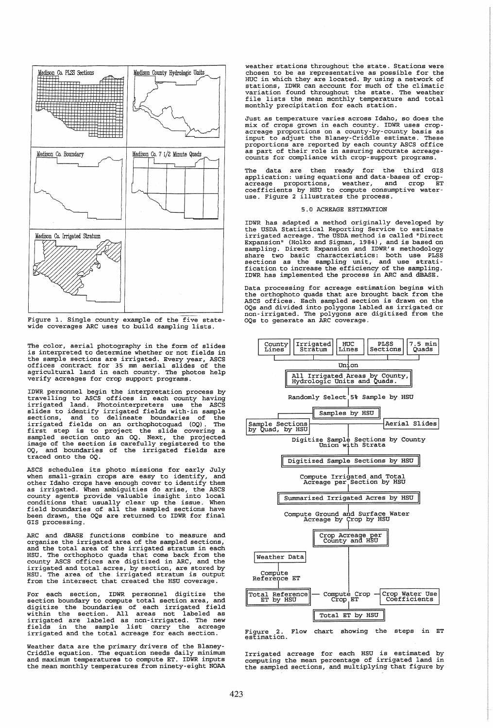Figure 1. Single county example of the five statewide coverages ARC uses to build sampling lists.

The color, aerial photography in the form of slides is interpreted to determine whether or not fields in the sample sections are irrigated. Every year, ASCS offices contract for 35 mm aerial slides of the agricultural land in each county. The photos help verify acreages for crop support programs.

IDWR personnel begin the interpretation process by travelling to ASCS offices in each county having irrigated land. Photointerpreters use the ASCS slides to identify irrigated fields with-in sample sections, and to delineate boundaries of the irrigated fields on an orthophotoquad (OQ). The first step is to project the slide covering a sampled section onto an OQ. Next, the projected image of the section is carefully registered to the OQ, and boundaries of the irrigated fields are traced onto the OQ.

ASCS schedules its photo missions for early July when small-grain crops are easy to identify, and other Idaho crops have enough cover to identify them as irrigated. When ambiguities do arise, the ASCS county agents provide valuable insight into local conditions that usually clear up the issue. When field boundaries of all the sampled sections have been drawn, the OQs are returned to IDWR for final GIS processing.

ARC and dBASE functions combine to measure and organize the irrigated area of the sampled sections, and the total area of the irrigated stratum in each HSU. The orthophoto quads that come back from the county ASCS offices are digitized in ARC, and the irrigated and total acres, by section, are stored by HSU. The area of the irrigated stratum is output from the intersect that created the HSU coverage.

For each section, IDWR personnel digitize the section boundary to compute total section area, and digitize the boundaries of each irrigated field within the section. All areas not labeled as irrigated are labeled as non-irrigated. The new fields in the sample list carry the acreage irrigated and the total acreage for each section.

Weather data are the primary drivers of the Blaney-Criddle equation. The equation needs daily minimum and maximum temperatures to compute ET. IDWR inputs the mean monthly temperatures from ninety-eight NOAA weather stations throughout the state. Stations were chosen to be as representative as possible for the HUC in which they are located. By using a network of stations, IDWR can account for much of the climatic variation found throughout the state. The weather file lists the mean monthly temperature and total monthly precipitation for each station.

Just as temperature varies across Idaho, so does the mix of crops grown in each county. IDWR uses crop-acreage proportions on a county-by-county basis as input to adjust the Blaney-Criddle estimate. These proportions are reported by each county ASCS office as part of their role in assuring accurate acreage-counts for compliance with crop-support programs.

The data are then ready for the third GIS application: using equations and data-bases of crop-acreage proportions, weather, and crop ET coefficients by HSU to compute consumptive water-use. Figure 2 illustrates the process.

## 5.0 ACREAGE ESTIMATION

IDWR has adapted a method originally developed by the USDA Statistical Reporting Service to estimate irrigated acreage. The USDA method is called "Direct Expansion" (Holko and Sigman, 1984), and is based on sampling. Direct Expansion and IDWR's methodology share two basic characteristics: both use PLSS sections as the sampling unit, and use stratification to increase the efficiency of the sampling. IDWR has implemented the process in ARC and dBASE.

Data processing for acreage estimation begins with the orthophoto quads that are brought back from the ASCS offices. Each sampled section is drawn on the OQs and divided into polygons labled as irrigated or non-irrigated. The polygons are digitized from the OQs to generate an ARC coverage.

Figure 2. Flow chart showing the steps in ET estimation.

Irrigated acreage for each HSU is estimated by computing the mean percentage of irrigated land in the sampled sections, and multiplying that figure by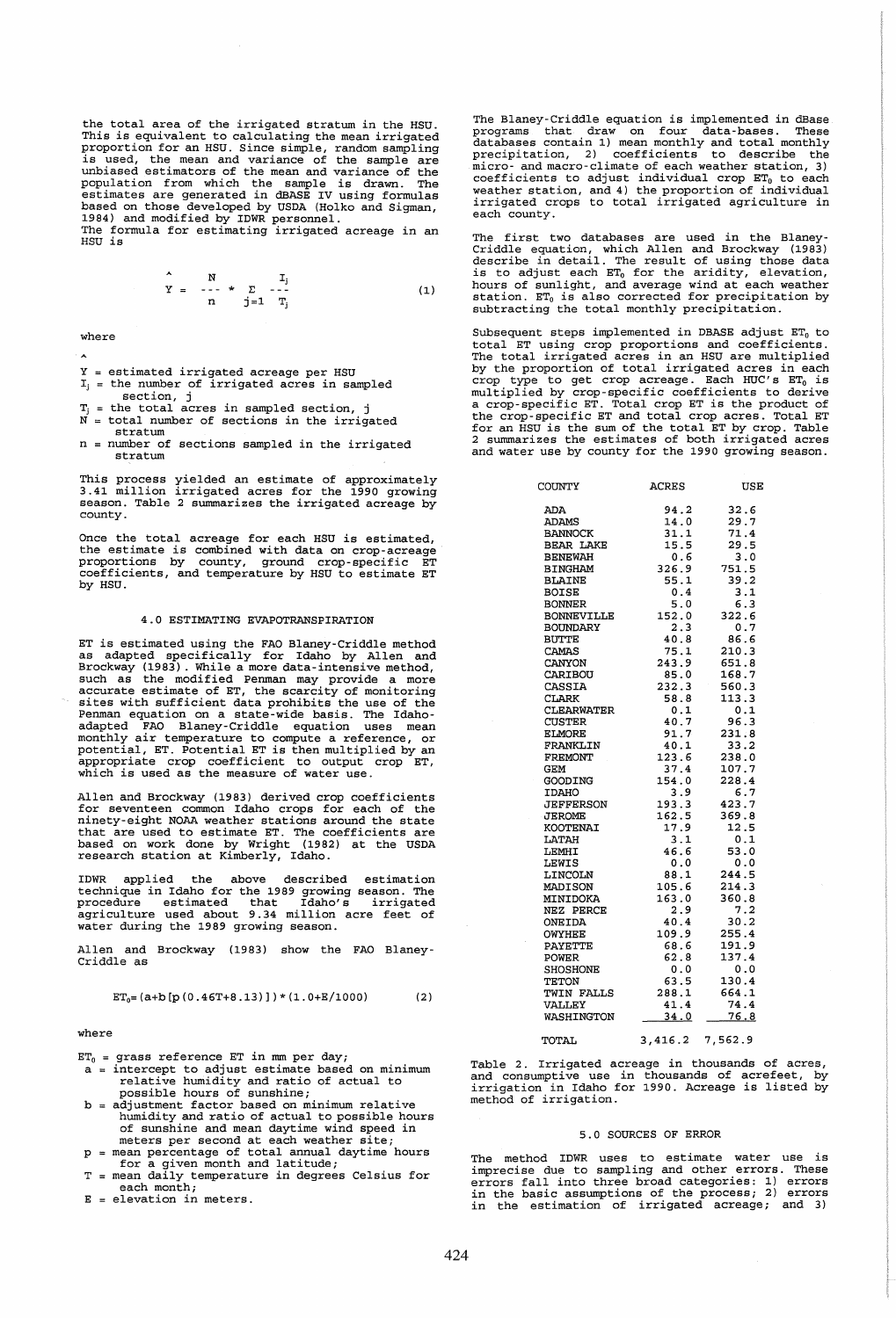the total area of the irrigated stratum in the HSU. This is equivalent to calculating the mean irrigated proportion for an HSU. Since simple, random sampling is used, the mean and variance of the sample are unbiased estimators of the mean and variance of the population from which the sample is drawn. The estimates are generated in dBASE IV using formulas based on those developed by USDA (Holko and Sigman, 1984) and modified by IDWR personnel.

The formula for estimating irrigated acreage in an HSU is

$$\hat{Y} = \frac{N}{n} * \sum_{j=1} \frac{I_j}{T_j} \qquad (1)$$

where

$\hat{Y}$ = estimated irrigated acreage per HSU
$I_j$ = the number of irrigated acres in sampled section, j
$T_j$ = the total acres in sampled section, j
N = total number of sections in the irrigated stratum
n = number of sections sampled in the irrigated stratum

This process yielded an estimate of approximately 3.41 million irrigated acres for the 1990 growing season. Table 2 summarizes the irrigated acreage by county.

Once the total acreage for each HSU is estimated, the estimate is combined with data on crop-acreage proportions by county, ground crop-specific ET coefficients, and temperature by HSU to estimate ET by HSU.

## 4.0 ESTIMATING EVAPOTRANSPIRATION

ET is estimated using the FAO Blaney-Criddle method as adapted specifically for Idaho by Allen and Brockway (1983). While a more data-intensive method, such as the modified Penman may provide a more accurate estimate of ET, the scarcity of monitoring sites with sufficient data prohibits the use of the Penman equation on a state-wide basis. The Idaho-adapted FAO Blaney-Criddle equation uses mean monthly air temperature to compute a reference, or potential, ET. Potential ET is then multiplied by an appropriate crop coefficient to output crop ET, which is used as the measure of water use.

Allen and Brockway (1983) derived crop coefficients for seventeen common Idaho crops for each of the ninety-eight NOAA weather stations around the state that are used to estimate ET. The coefficients are based on work done by Wright (1982) at the USDA research station at Kimberly, Idaho.

IDWR applied the above described estimation technique in Idaho for the 1989 growing season. The procedure estimated that Idaho's irrigated agriculture used about 9.34 million acre feet of water during the 1989 growing season.

Allen and Brockway (1983) show the FAO Blaney-Criddle as

$$ET_0 = (a + b[p(0.46T + 8.13)]) * (1.0 + E/1000) \qquad (2)$$

where

$ET_0$ = grass reference ET in mm per day;
a = intercept to adjust estimate based on minimum relative humidity and ratio of actual to possible hours of sunshine;
b = adjustment factor based on minimum relative humidity and ratio of actual to possible hours of sunshine and mean daytime wind speed in meters per second at each weather site;
p = mean percentage of total annual daytime hours for a given month and latitude;
T = mean daily temperature in degrees Celsius for each month;
E = elevation in meters.

The Blaney-Criddle equation is implemented in dBase programs that draw on four data-bases. These databases contain 1) mean monthly and total monthly precipitation, 2) coefficients to describe the micro- and macro-climate of each weather station, 3) coefficients to adjust individual crop $ET_0$ to each weather station, and 4) the proportion of individual irrigated crops to total irrigated agriculture in each county.

The first two databases are used in the Blaney-Criddle equation, which Allen and Brockway (1983) describe in detail. The result of using those data is to adjust each $ET_0$ for the aridity, elevation, hours of sunlight, and average wind at each weather station. $ET_0$ is also corrected for precipitation by subtracting the total monthly precipitation.

Subsequent steps implemented in DBASE adjust $ET_0$ to total ET using crop proportions and coefficients. The total irrigated acres in an HSU are multiplied by the proportion of total irrigated acres in each crop type to get crop acreage. Each HUC's $ET_0$ is multiplied by crop-specific coefficients to derive a crop-specific ET. Total crop ET is the product of the crop-specific ET and total crop acres. Total ET for an HSU is the sum of the total ET by crop. Table 2 summarizes the estimates of both irrigated acres and water use by county for the 1990 growing season.

| COUNTY | ACRES | USE |
|---|---|---|
| ADA | 94.2 | 32.6 |
| ADAMS | 14.0 | 29.7 |
| BANNOCK | 31.1 | 71.4 |
| BEAR LAKE | 15.5 | 29.5 |
| BENEWAH | 0.6 | 3.0 |
| BINGHAM | 326.9 | 751.5 |
| BLAINE | 55.1 | 39.2 |
| BOISE | 0.4 | 3.1 |
| BONNER | 5.0 | 6.3 |
| BONNEVILLE | 152.0 | 322.6 |
| BOUNDARY | 2.3 | 0.7 |
| BUTTE | 40.8 | 86.6 |
| CAMAS | 75.1 | 210.3 |
| CANYON | 243.9 | 651.8 |
| CARIBOU | 85.0 | 168.7 |
| CASSIA | 232.3 | 560.3 |
| CLARK | 58.8 | 113.3 |
| CLEARWATER | 0.1 | 0.1 |
| CUSTER | 40.7 | 96.3 |
| ELMORE | 91.7 | 231.8 |
| FRANKLIN | 40.1 | 33.2 |
| FREMONT | 123.6 | 238.0 |
| GEM | 37.4 | 107.7 |
| GOODING | 154.0 | 228.4 |
| IDAHO | 3.9 | 6.7 |
| JEFFERSON | 193.3 | 423.7 |
| JEROME | 162.5 | 369.8 |
| KOOTENAI | 17.9 | 12.5 |
| LATAH | 3.1 | 0.1 |
| LEMHI | 46.6 | 53.0 |
| LEWIS | 0.0 | 0.0 |
| LINCOLN | 88.1 | 244.5 |
| MADISON | 105.6 | 214.3 |
| MINIDOKA | 163.0 | 360.8 |
| NEZ PERCE | 2.9 | 7.2 |
| ONEIDA | 40.4 | 30.2 |
| OWYHEE | 109.9 | 255.4 |
| PAYETTE | 68.6 | 191.9 |
| POWER | 62.8 | 137.4 |
| SHOSHONE | 0.0 | 0.0 |
| TETON | 63.5 | 130.4 |
| TWIN FALLS | 288.1 | 664.1 |
| VALLEY | 41.4 | 74.4 |
| WASHINGTON | 34.0 | 76.8 |
| TOTAL | 3,416.2 | 7,562.9 |

Table 2. Irrigated acreage in thousands of acres, and consumptive use in thousands of acrefeet, by irrigation in Idaho for 1990. Acreage is listed by method of irrigation.

## 5.0 SOURCES OF ERROR

The method IDWR uses to estimate water use is imprecise due to sampling and other errors. These errors fall into three broad categories: 1) errors in the basic assumptions of the process; 2) errors in the estimation of irrigated acreage; and 3)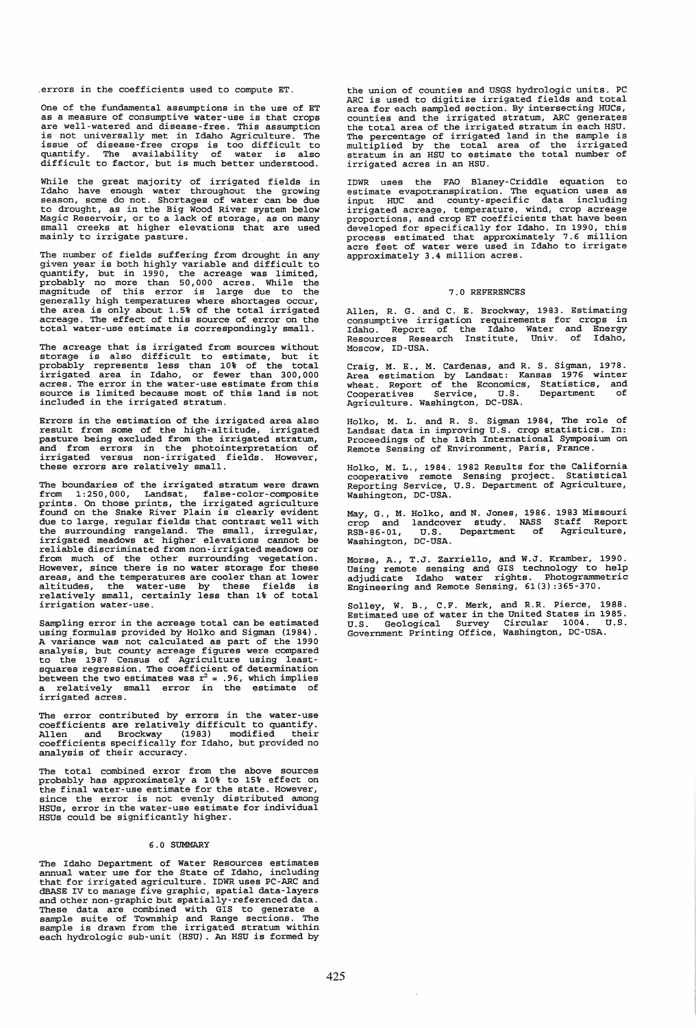errors in the coefficients used to compute ET.

One of the fundamental assumptions in the use of ET as a measure of consumptive water-use is that crops are well-watered and disease-free. This assumption is not universally met in Idaho Agriculture. The issue of disease-free crops is too difficult to quantify. The availability of water is also difficult to factor, but is much better understood.

While the great majority of irrigated fields in Idaho have enough water throughout the growing season, some do not. Shortages of water can be due to drought, as in the Big Wood River system below Magic Reservoir, or to a lack of storage, as on many small creeks at higher elevations that are used mainly to irrigate pasture.

The number of fields suffering from drought in any given year is both highly variable and difficult to quantify, but in 1990, the acreage was limited, probably no more than 50,000 acres. While the magnitude of this error is large due to the generally high temperatures where shortages occur, the area is only about 1.5% of the total irrigated acreage. The effect of this source of error on the total water-use estimate is correspondingly small.

The acreage that is irrigated from sources without storage is also difficult to estimate, but it probably represents less than 10% of the total irrigated area in Idaho, or fewer than 300,000 acres. The error in the water-use estimate from this source is limited because most of this land is not included in the irrigated stratum.

Errors in the estimation of the irrigated area also result from some of the high-altitude, irrigated pasture being excluded from the irrigated stratum, and from errors in the photointerpretation of irrigated versus non-irrigated fields. However, these errors are relatively small.

The boundaries of the irrigated stratum were drawn from 1:250,000, Landsat, false-color-composite prints. On those prints, the irrigated agriculture found on the Snake River Plain is clearly evident due to large, regular fields that contrast well with the surrounding rangeland. The small, irregular, irrigated meadows at higher elevations cannot be reliable discriminated from non-irrigated meadows or from much of the other surrounding vegetation. However, since there is no water storage for these areas, and the temperatures are cooler than at lower altitudes, the water-use by these fields is relatively small, certainly less than 1% of total irrigation water-use.

Sampling error in the acreage total can be estimated using formulas provided by Holko and Sigman (1984). A variance was not calculated as part of the 1990 analysis, but county acreage figures were compared to the 1987 Census of Agriculture using least-squares regression. The coefficient of determination between the two estimates was $r^2 = .96$, which implies a relatively small error in the estimate of irrigated acres.

The error contributed by errors in the water-use coefficients are relatively difficult to quantify. Allen and Brockway (1983) modified their coefficients specifically for Idaho, but provided no analysis of their accuracy.

The total combined error from the above sources probably has approximately a 10% to 15% effect on the final water-use estimate for the state. However, since the error is not evenly distributed among HSUs, error in the water-use estimate for individual HSUs could be significantly higher.

## 6.0 SUMMARY

The Idaho Department of Water Resources estimates annual water use for the State of Idaho, including that for irrigated agriculture. IDWR uses PC-ARC and dBASE IV to manage five graphic, spatial data-layers and other non-graphic but spatially-referenced data. These data are combined with GIS to generate a sample suite of Township and Range sections. The sample is drawn from the irrigated stratum within each hydrologic sub-unit (HSU). An HSU is formed by the union of counties and USGS hydrologic units. PC ARC is used to digitize irrigated fields and total area for each sampled section. By intersecting HUCs, counties and the irrigated stratum, ARC generates the total area of the irrigated stratum in each HSU. The percentage of irrigated land in the sample is multiplied by the total area of the irrigated stratum in an HSU to estimate the total number of irrigated acres in an HSU.

IDWR uses the FAO Blaney-Criddle equation to estimate evapotranspiration. The equation uses as input HUC and county-specific data including irrigated acreage, temperature, wind, crop acreage proportions, and crop ET coefficients that have been developed for specifically for Idaho. In 1990, this process estimated that approximately 7.6 million acre feet of water were used in Idaho to irrigate approximately 3.4 million acres.

## 7.0 REFERENCES

Allen, R. G. and C. E. Brockway, 1983. Estimating consumptive irrigation requirements for crops in Idaho. Report of the Idaho Water and Energy Resources Research Institute, Univ. of Idaho, Moscow, ID-USA.

Craig, M. E., M. Cardenas, and R. S. Sigman, 1978. Area estimation by Landsat: Kansas 1976 winter wheat. Report of the Economics, Statistics, and Cooperatives Service, U.S. Department of Agriculture. Washington, DC-USA.

Holko, M. L. and R. S. Sigman 1984, The role of Landsat data in improving U.S. crop statistics. In: Proceedings of the 18th International Symposium on Remote Sensing of Environment, Paris, France.

Holko, M. L., 1984. 1982 Results for the California cooperative remote Sensing project. Statistical Reporting Service, U.S. Department of Agriculture, Washington, DC-USA.

May, G., M. Holko, and N. Jones, 1986. 1983 Missouri crop and landcover study. NASS Staff Report RSB-86-01, U.S. Department of Agriculture, Washington, DC-USA.

Morse, A., T.J. Zarriello, and W.J. Kramber, 1990. Using remote sensing and GIS technology to help adjudicate Idaho water rights. Photogrammetric Engineering and Remote Sensing, 61(3):365-370.

Solley, W. B., C.F. Merk, and R.R. Pierce, 1988. Estimated use of water in the United States in 1985. U.S. Geological Survey Circular 1004. U.S. Government Printing Office, Washington, DC-USA.